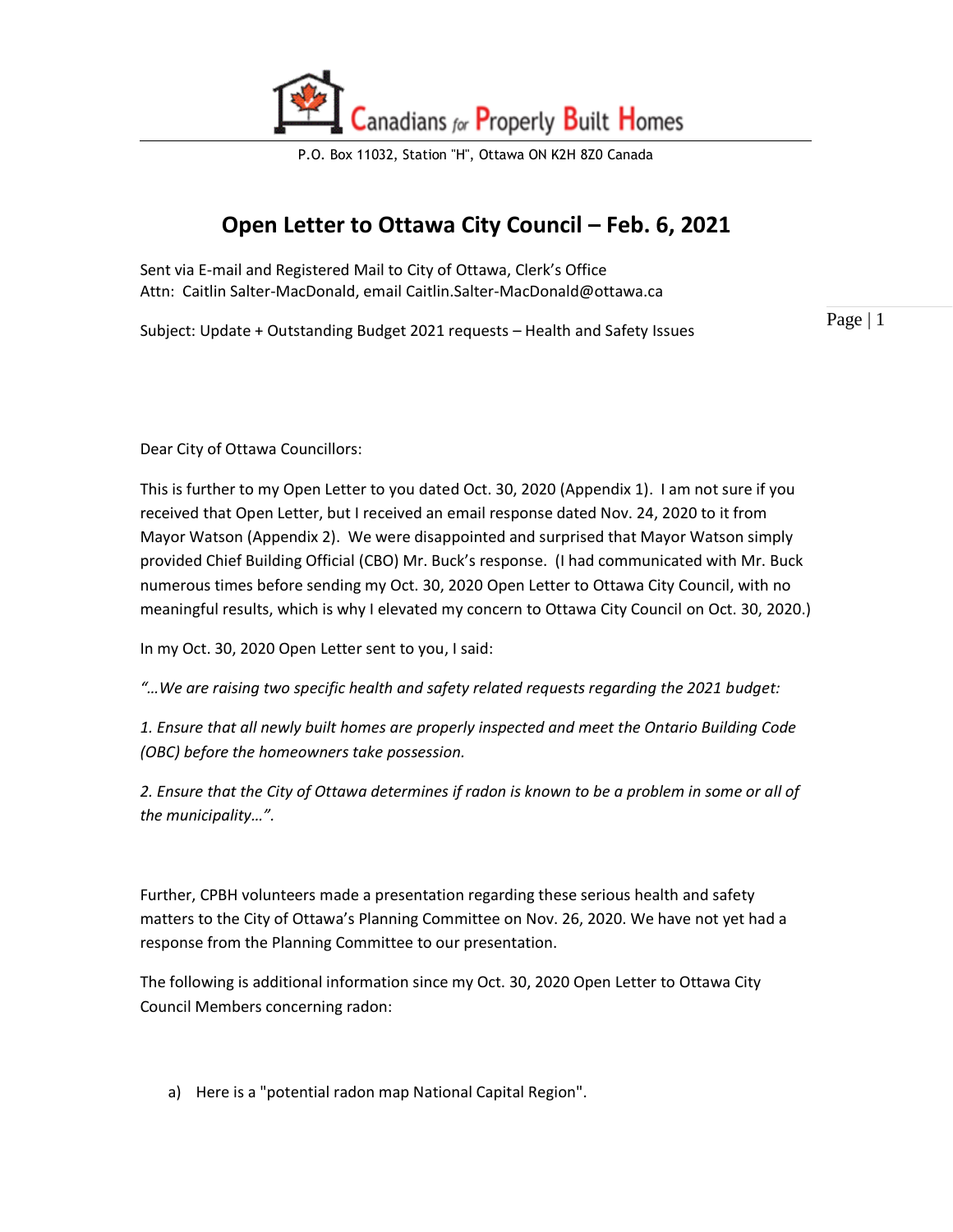Canadians for Properly Built Homes

P.O. Box 11032, Station "H", Ottawa ON K2H 8Z0 Canada

# Open Letter to Ottawa City Council – Feb. 6, 2021

Sent via E-mail and Registered Mail to City of Ottawa, Clerk's Office
Attn: Caitlin Salter-MacDonald, email Caitlin.Salter-MacDonald@ottawa.ca

Subject: Update + Outstanding Budget 2021 requests – Health and Safety Issues

Dear City of Ottawa Councillors:

This is further to my Open Letter to you dated Oct. 30, 2020 (Appendix 1). I am not sure if you received that Open Letter, but I received an email response dated Nov. 24, 2020 to it from Mayor Watson (Appendix 2). We were disappointed and surprised that Mayor Watson simply provided Chief Building Official (CBO) Mr. Buck's response. (I had communicated with Mr. Buck numerous times before sending my Oct. 30, 2020 Open Letter to Ottawa City Council, with no meaningful results, which is why I elevated my concern to Ottawa City Council on Oct. 30, 2020.)

In my Oct. 30, 2020 Open Letter sent to you, I said:

*"…We are raising two specific health and safety related requests regarding the 2021 budget:*

*1. Ensure that all newly built homes are properly inspected and meet the Ontario Building Code (OBC) before the homeowners take possession.*

*2. Ensure that the City of Ottawa determines if radon is known to be a problem in some or all of the municipality…".*

Further, CPBH volunteers made a presentation regarding these serious health and safety matters to the City of Ottawa's Planning Committee on Nov. 26, 2020. We have not yet had a response from the Planning Committee to our presentation.

The following is additional information since my Oct. 30, 2020 Open Letter to Ottawa City Council Members concerning radon:

a) Here is a "potential radon map National Capital Region".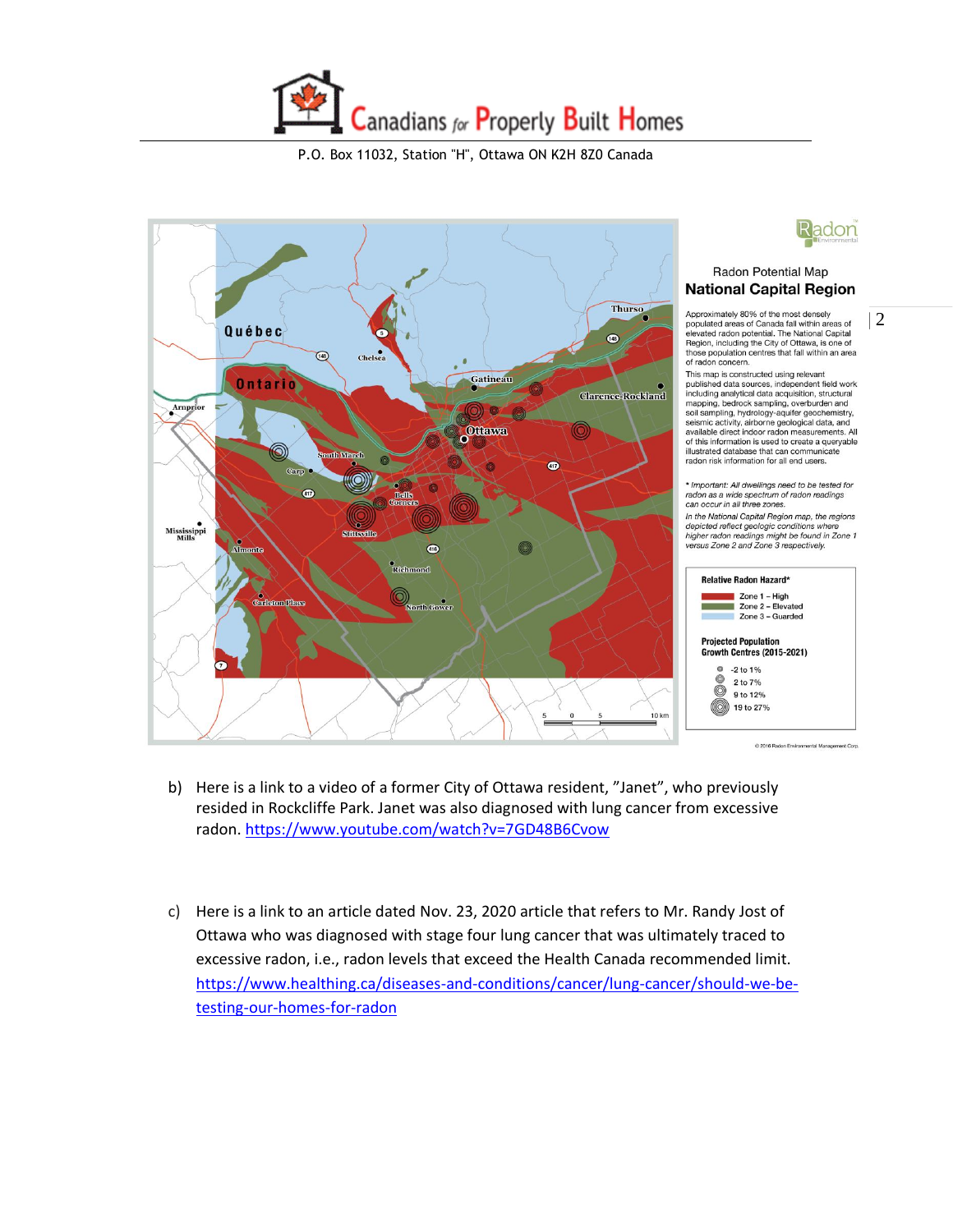# Canadians for Properly Built Homes

P.O. Box 11032, Station "H", Ottawa ON K2H 8Z0 Canada

Radon Potential Map
**National Capital Region**

Approximately 80% of the most densely populated areas of Canada fall within areas of elevated radon potential. The National Capital Region, including the City of Ottawa, is one of those population centres that fall within an area of radon concern.

This map is constructed using relevant published data sources, independent field work including analytical data acquisition, structural mapping, bedrock sampling, overburden and soil sampling, hydrology-aquifer geochemistry, seismic activity, airborne geological data, and available direct indoor radon measurements. All of this information is used to create a queryable illustrated database that can communicate radon risk information for all end users.

*\* Important: All dwellings need to be tested for radon as a wide spectrum of radon readings can occur in all three zones.*

*In the National Capital Region map, the regions depicted reflect geologic conditions where higher radon readings might be found in Zone 1 versus Zone 2 and Zone 3 respectively.*

**Relative Radon Hazard\***

- Zone 1 – High
- Zone 2 – Elevated
- Zone 3 – Guarded

**Projected Population Growth Centres (2015-2021)**

- -2 to 1%
- 2 to 7%
- 9 to 12%
- 19 to 27%

© 2016 Radon Environmental Management Corp.

b) Here is a link to a video of a former City of Ottawa resident, "Janet", who previously resided in Rockcliffe Park. Janet was also diagnosed with lung cancer from excessive radon. https://www.youtube.com/watch?v=7GD48B6Cvow

c) Here is a link to an article dated Nov. 23, 2020 article that refers to Mr. Randy Jost of Ottawa who was diagnosed with stage four lung cancer that was ultimately traced to excessive radon, i.e., radon levels that exceed the Health Canada recommended limit. https://www.healthing.ca/diseases-and-conditions/cancer/lung-cancer/should-we-be-testing-our-homes-for-radon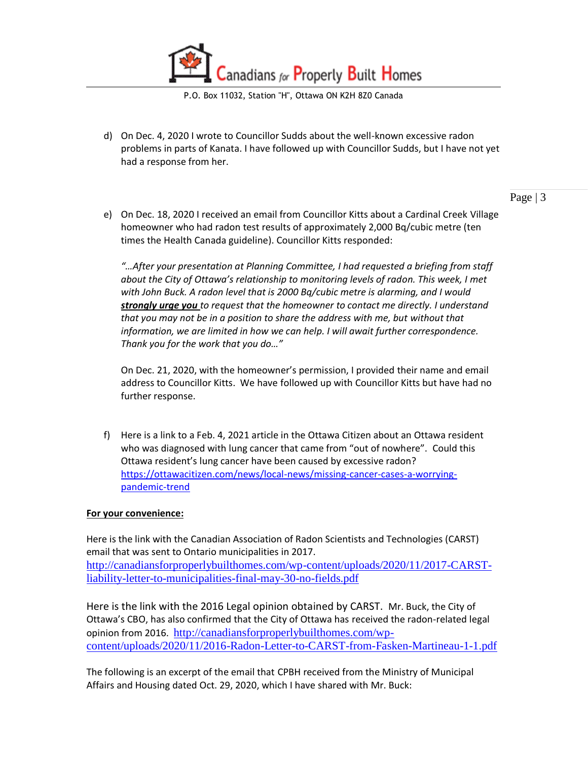d) On Dec. 4, 2020 I wrote to Councillor Sudds about the well-known excessive radon problems in parts of Kanata. I have followed up with Councillor Sudds, but I have not yet had a response from her.

e) On Dec. 18, 2020 I received an email from Councillor Kitts about a Cardinal Creek Village homeowner who had radon test results of approximately 2,000 Bq/cubic metre (ten times the Health Canada guideline). Councillor Kitts responded:

   *"…After your presentation at Planning Committee, I had requested a briefing from staff about the City of Ottawa's relationship to monitoring levels of radon. This week, I met with John Buck. A radon level that is 2000 Bq/cubic metre is alarming, and I would* ***strongly urge you*** *to request that the homeowner to contact me directly. I understand that you may not be in a position to share the address with me, but without that information, we are limited in how we can help. I will await further correspondence. Thank you for the work that you do…"*

   On Dec. 21, 2020, with the homeowner's permission, I provided their name and email address to Councillor Kitts. We have followed up with Councillor Kitts but have had no further response.

f) Here is a link to a Feb. 4, 2021 article in the Ottawa Citizen about an Ottawa resident who was diagnosed with lung cancer that came from "out of nowhere". Could this Ottawa resident's lung cancer have been caused by excessive radon? https://ottawacitizen.com/news/local-news/missing-cancer-cases-a-worrying-pandemic-trend

**For your convenience:**

Here is the link with the Canadian Association of Radon Scientists and Technologies (CARST) email that was sent to Ontario municipalities in 2017. http://canadiansforproperlybuilthomes.com/wp-content/uploads/2020/11/2017-CARST-liability-letter-to-municipalities-final-may-30-no-fields.pdf

Here is the link with the 2016 Legal opinion obtained by CARST. Mr. Buck, the City of Ottawa's CBO, has also confirmed that the City of Ottawa has received the radon-related legal opinion from 2016. http://canadiansforproperlybuilthomes.com/wp-content/uploads/2020/11/2016-Radon-Letter-to-CARST-from-Fasken-Martineau-1-1.pdf

The following is an excerpt of the email that CPBH received from the Ministry of Municipal Affairs and Housing dated Oct. 29, 2020, which I have shared with Mr. Buck: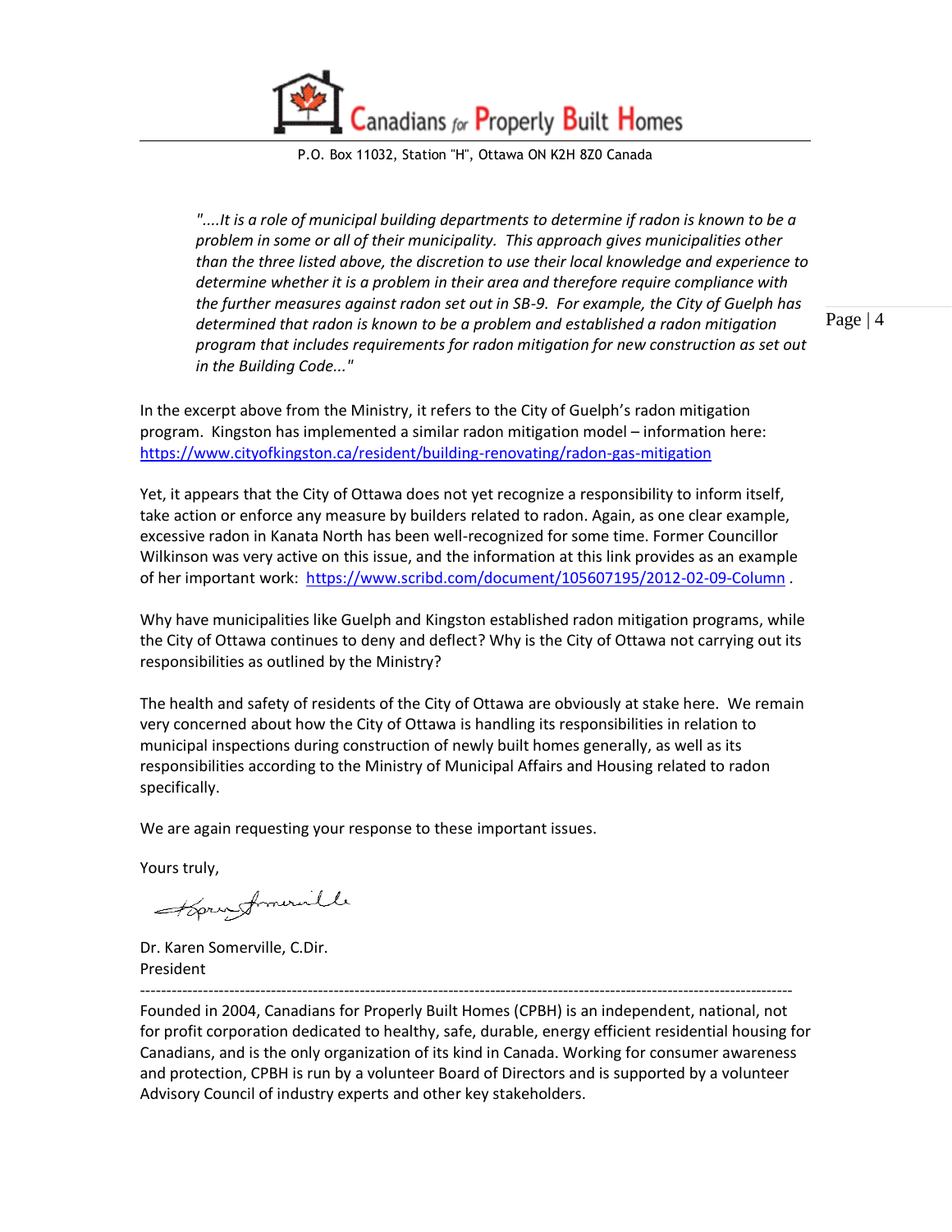"....*It is a role of municipal building departments to determine if radon is known to be a problem in some or all of their municipality. This approach gives municipalities other than the three listed above, the discretion to use their local knowledge and experience to determine whether it is a problem in their area and therefore require compliance with the further measures against radon set out in SB-9. For example, the City of Guelph has determined that radon is known to be a problem and established a radon mitigation program that includes requirements for radon mitigation for new construction as set out in the Building Code...*"

In the excerpt above from the Ministry, it refers to the City of Guelph's radon mitigation program. Kingston has implemented a similar radon mitigation model – information here: https://www.cityofkingston.ca/resident/building-renovating/radon-gas-mitigation

Yet, it appears that the City of Ottawa does not yet recognize a responsibility to inform itself, take action or enforce any measure by builders related to radon. Again, as one clear example, excessive radon in Kanata North has been well-recognized for some time. Former Councillor Wilkinson was very active on this issue, and the information at this link provides as an example of her important work: https://www.scribd.com/document/105607195/2012-02-09-Column .

Why have municipalities like Guelph and Kingston established radon mitigation programs, while the City of Ottawa continues to deny and deflect? Why is the City of Ottawa not carrying out its responsibilities as outlined by the Ministry?

The health and safety of residents of the City of Ottawa are obviously at stake here. We remain very concerned about how the City of Ottawa is handling its responsibilities in relation to municipal inspections during construction of newly built homes generally, as well as its responsibilities according to the Ministry of Municipal Affairs and Housing related to radon specifically.

We are again requesting your response to these important issues.

Yours truly,

Dr. Karen Somerville, C.Dir.
President

---

Founded in 2004, Canadians for Properly Built Homes (CPBH) is an independent, national, not for profit corporation dedicated to healthy, safe, durable, energy efficient residential housing for Canadians, and is the only organization of its kind in Canada. Working for consumer awareness and protection, CPBH is run by a volunteer Board of Directors and is supported by a volunteer Advisory Council of industry experts and other key stakeholders.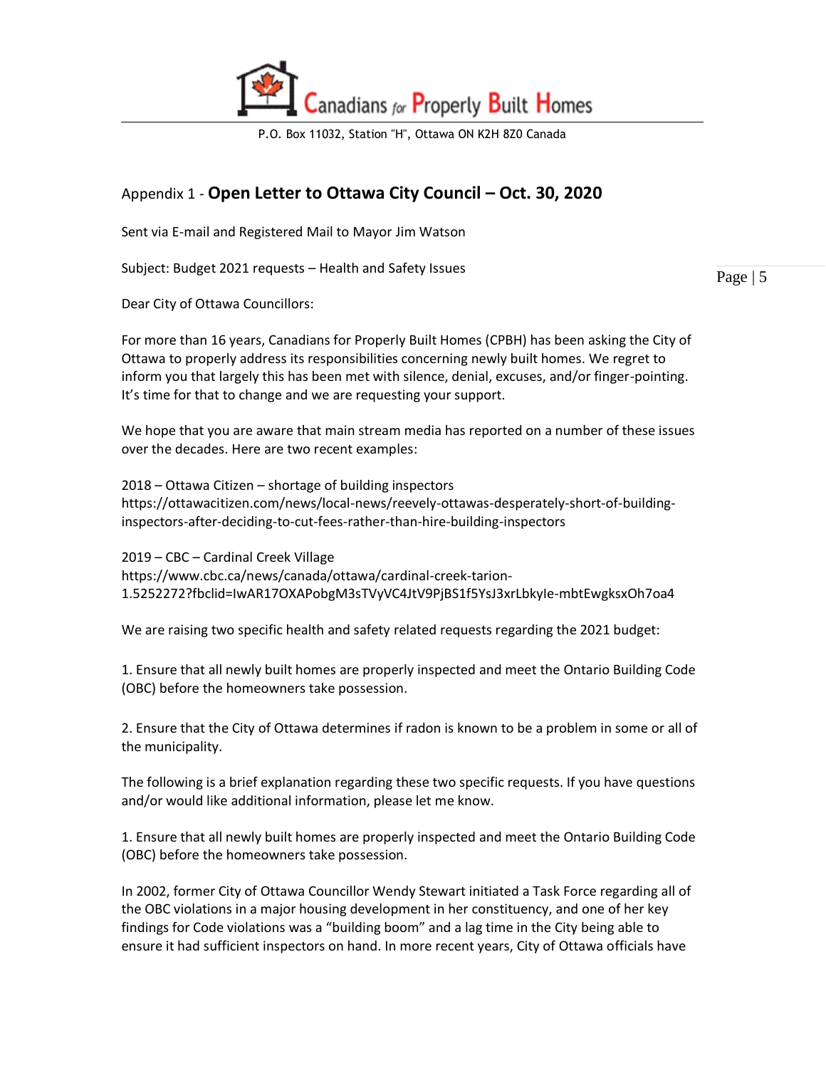Canadians for Properly Built Homes

P.O. Box 11032, Station "H", Ottawa ON K2H 8Z0 Canada

## Appendix 1 - **Open Letter to Ottawa City Council – Oct. 30, 2020**

Sent via E-mail and Registered Mail to Mayor Jim Watson

Subject: Budget 2021 requests – Health and Safety Issues

Dear City of Ottawa Councillors:

For more than 16 years, Canadians for Properly Built Homes (CPBH) has been asking the City of Ottawa to properly address its responsibilities concerning newly built homes. We regret to inform you that largely this has been met with silence, denial, excuses, and/or finger-pointing. It's time for that to change and we are requesting your support.

We hope that you are aware that main stream media has reported on a number of these issues over the decades. Here are two recent examples:

2018 – Ottawa Citizen – shortage of building inspectors
https://ottawacitizen.com/news/local-news/reevely-ottawas-desperately-short-of-building-inspectors-after-deciding-to-cut-fees-rather-than-hire-building-inspectors

2019 – CBC – Cardinal Creek Village
https://www.cbc.ca/news/canada/ottawa/cardinal-creek-tarion-1.5252272?fbclid=IwAR17OXAPobgM3sTVyVC4JtV9PjBS1f5YsJ3xrLbkyIe-mbtEwgksxOh7oa4

We are raising two specific health and safety related requests regarding the 2021 budget:

1. Ensure that all newly built homes are properly inspected and meet the Ontario Building Code (OBC) before the homeowners take possession.

2. Ensure that the City of Ottawa determines if radon is known to be a problem in some or all of the municipality.

The following is a brief explanation regarding these two specific requests. If you have questions and/or would like additional information, please let me know.

1. Ensure that all newly built homes are properly inspected and meet the Ontario Building Code (OBC) before the homeowners take possession.

In 2002, former City of Ottawa Councillor Wendy Stewart initiated a Task Force regarding all of the OBC violations in a major housing development in her constituency, and one of her key findings for Code violations was a "building boom" and a lag time in the City being able to ensure it had sufficient inspectors on hand. In more recent years, City of Ottawa officials have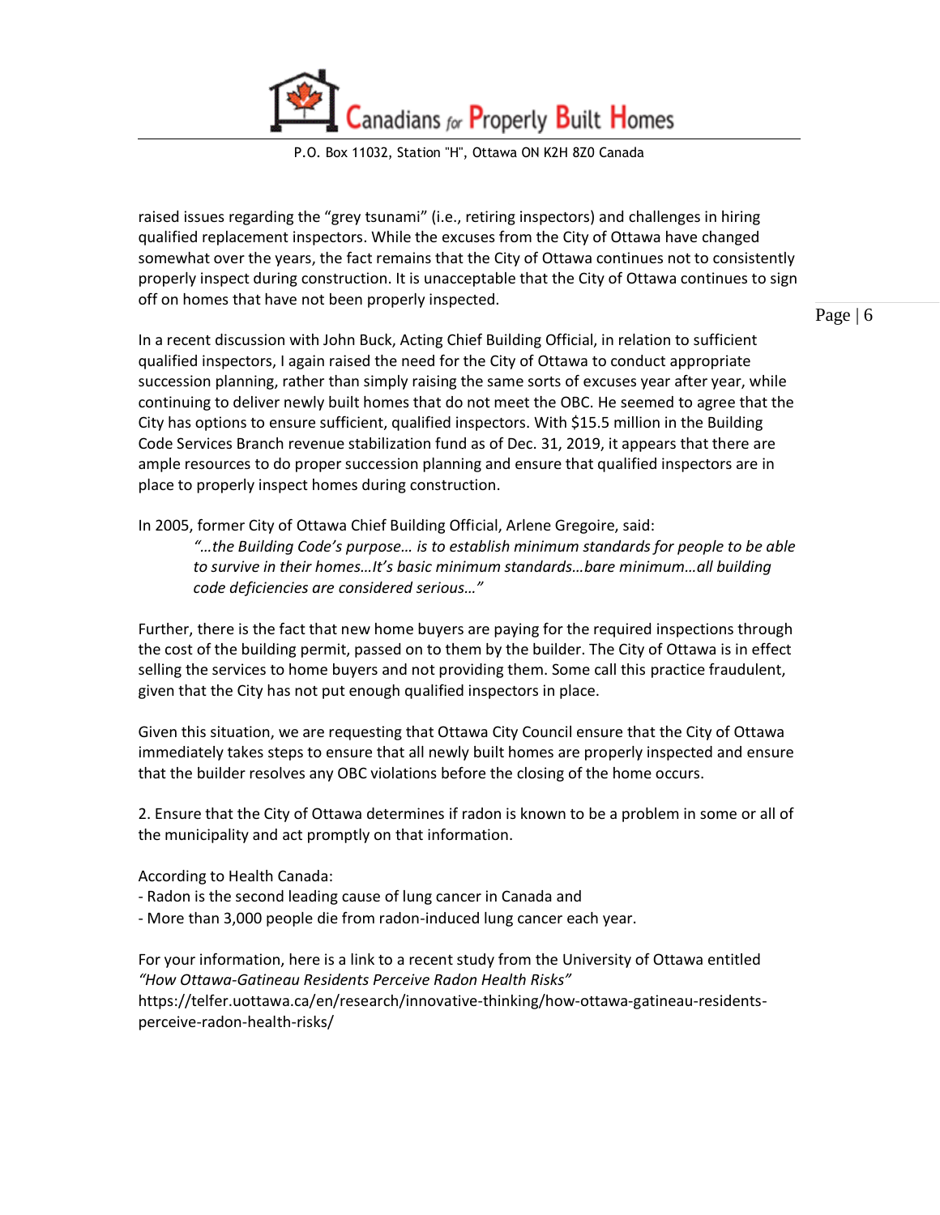raised issues regarding the "grey tsunami" (i.e., retiring inspectors) and challenges in hiring qualified replacement inspectors. While the excuses from the City of Ottawa have changed somewhat over the years, the fact remains that the City of Ottawa continues not to consistently properly inspect during construction. It is unacceptable that the City of Ottawa continues to sign off on homes that have not been properly inspected.

In a recent discussion with John Buck, Acting Chief Building Official, in relation to sufficient qualified inspectors, I again raised the need for the City of Ottawa to conduct appropriate succession planning, rather than simply raising the same sorts of excuses year after year, while continuing to deliver newly built homes that do not meet the OBC. He seemed to agree that the City has options to ensure sufficient, qualified inspectors. With $15.5 million in the Building Code Services Branch revenue stabilization fund as of Dec. 31, 2019, it appears that there are ample resources to do proper succession planning and ensure that qualified inspectors are in place to properly inspect homes during construction.

In 2005, former City of Ottawa Chief Building Official, Arlene Gregoire, said:

> *"…the Building Code's purpose… is to establish minimum standards for people to be able to survive in their homes…It's basic minimum standards…bare minimum…all building code deficiencies are considered serious…"*

Further, there is the fact that new home buyers are paying for the required inspections through the cost of the building permit, passed on to them by the builder. The City of Ottawa is in effect selling the services to home buyers and not providing them. Some call this practice fraudulent, given that the City has not put enough qualified inspectors in place.

Given this situation, we are requesting that Ottawa City Council ensure that the City of Ottawa immediately takes steps to ensure that all newly built homes are properly inspected and ensure that the builder resolves any OBC violations before the closing of the home occurs.

2. Ensure that the City of Ottawa determines if radon is known to be a problem in some or all of the municipality and act promptly on that information.

According to Health Canada:

- Radon is the second leading cause of lung cancer in Canada and
- More than 3,000 people die from radon-induced lung cancer each year.

For your information, here is a link to a recent study from the University of Ottawa entitled *"How Ottawa-Gatineau Residents Perceive Radon Health Risks"*
https://telfer.uottawa.ca/en/research/innovative-thinking/how-ottawa-gatineau-residents-perceive-radon-health-risks/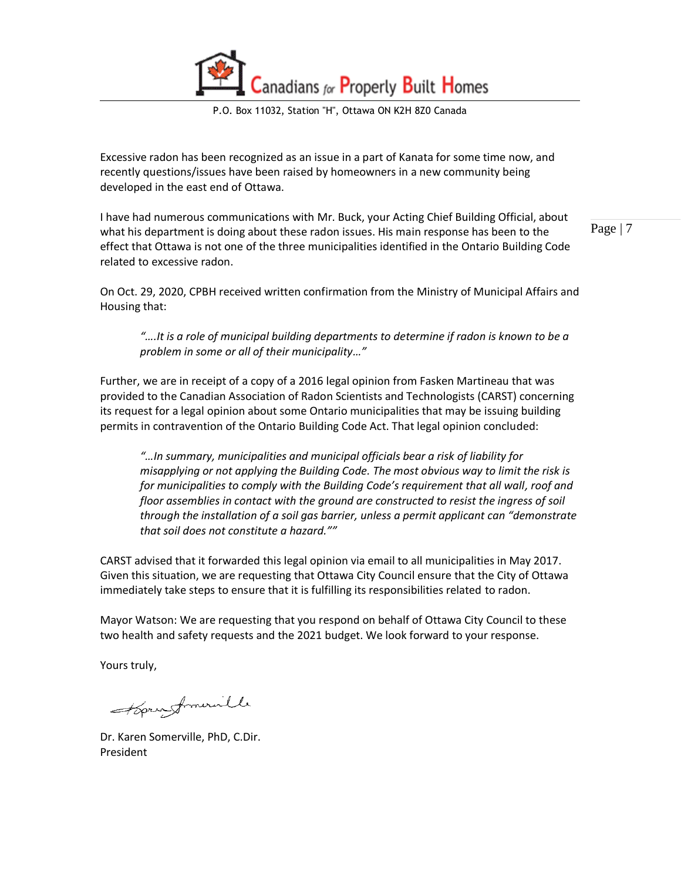Excessive radon has been recognized as an issue in a part of Kanata for some time now, and recently questions/issues have been raised by homeowners in a new community being developed in the east end of Ottawa.

I have had numerous communications with Mr. Buck, your Acting Chief Building Official, about what his department is doing about these radon issues. His main response has been to the effect that Ottawa is not one of the three municipalities identified in the Ontario Building Code related to excessive radon.

On Oct. 29, 2020, CPBH received written confirmation from the Ministry of Municipal Affairs and Housing that:

> *"….It is a role of municipal building departments to determine if radon is known to be a problem in some or all of their municipality…"*

Further, we are in receipt of a copy of a 2016 legal opinion from Fasken Martineau that was provided to the Canadian Association of Radon Scientists and Technologists (CARST) concerning its request for a legal opinion about some Ontario municipalities that may be issuing building permits in contravention of the Ontario Building Code Act. That legal opinion concluded:

> *"…In summary, municipalities and municipal officials bear a risk of liability for misapplying or not applying the Building Code. The most obvious way to limit the risk is for municipalities to comply with the Building Code's requirement that all wall, roof and floor assemblies in contact with the ground are constructed to resist the ingress of soil through the installation of a soil gas barrier, unless a permit applicant can "demonstrate that soil does not constitute a hazard.""*

CARST advised that it forwarded this legal opinion via email to all municipalities in May 2017. Given this situation, we are requesting that Ottawa City Council ensure that the City of Ottawa immediately take steps to ensure that it is fulfilling its responsibilities related to radon.

Mayor Watson: We are requesting that you respond on behalf of Ottawa City Council to these two health and safety requests and the 2021 budget. We look forward to your response.

Yours truly,

Dr. Karen Somerville, PhD, C.Dir.
President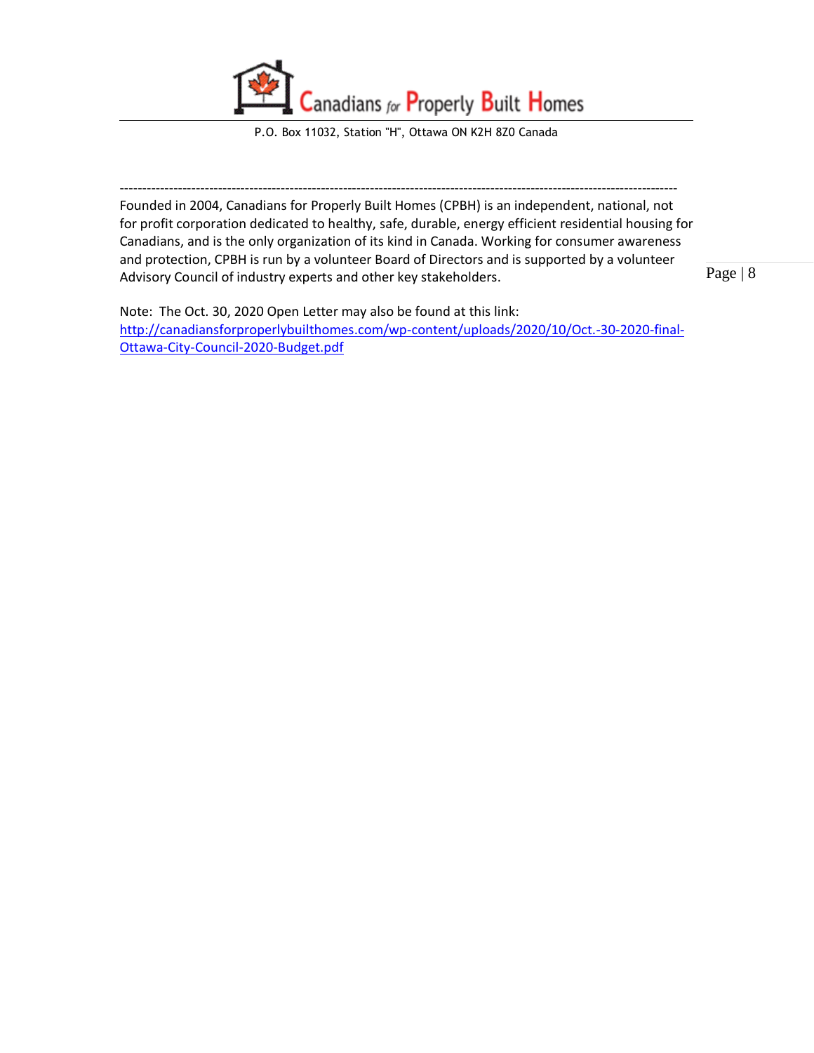Canadians for Properly Built Homes

P.O. Box 11032, Station "H", Ottawa ON K2H 8Z0 Canada

---

Founded in 2004, Canadians for Properly Built Homes (CPBH) is an independent, national, not for profit corporation dedicated to healthy, safe, durable, energy efficient residential housing for Canadians, and is the only organization of its kind in Canada. Working for consumer awareness and protection, CPBH is run by a volunteer Board of Directors and is supported by a volunteer Advisory Council of industry experts and other key stakeholders.

Note: The Oct. 30, 2020 Open Letter may also be found at this link: [http://canadiansforproperlybuilthomes.com/wp-content/uploads/2020/10/Oct.-30-2020-final-Ottawa-City-Council-2020-Budget.pdf](http://canadiansforproperlybuilthomes.com/wp-content/uploads/2020/10/Oct.-30-2020-final-Ottawa-City-Council-2020-Budget.pdf)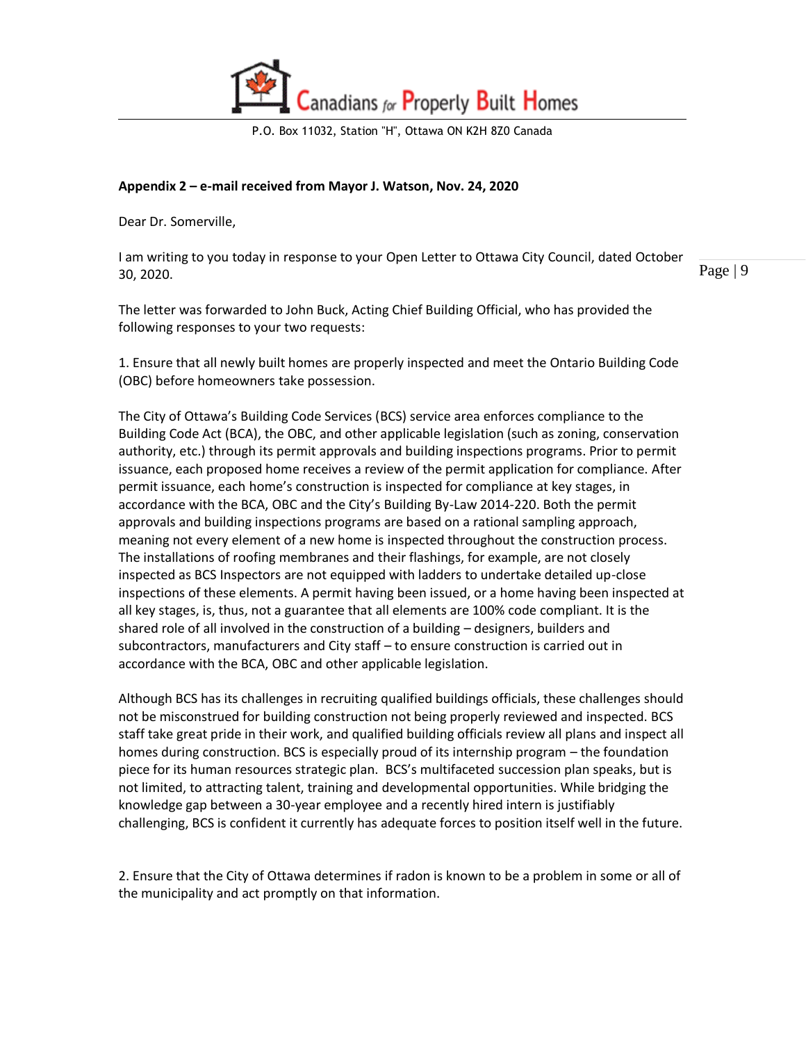**Appendix 2 – e-mail received from Mayor J. Watson, Nov. 24, 2020**

Dear Dr. Somerville,

I am writing to you today in response to your Open Letter to Ottawa City Council, dated October 30, 2020.

The letter was forwarded to John Buck, Acting Chief Building Official, who has provided the following responses to your two requests:

1. Ensure that all newly built homes are properly inspected and meet the Ontario Building Code (OBC) before homeowners take possession.

The City of Ottawa's Building Code Services (BCS) service area enforces compliance to the Building Code Act (BCA), the OBC, and other applicable legislation (such as zoning, conservation authority, etc.) through its permit approvals and building inspections programs. Prior to permit issuance, each proposed home receives a review of the permit application for compliance. After permit issuance, each home's construction is inspected for compliance at key stages, in accordance with the BCA, OBC and the City's Building By-Law 2014-220. Both the permit approvals and building inspections programs are based on a rational sampling approach, meaning not every element of a new home is inspected throughout the construction process. The installations of roofing membranes and their flashings, for example, are not closely inspected as BCS Inspectors are not equipped with ladders to undertake detailed up-close inspections of these elements. A permit having been issued, or a home having been inspected at all key stages, is, thus, not a guarantee that all elements are 100% code compliant. It is the shared role of all involved in the construction of a building – designers, builders and subcontractors, manufacturers and City staff – to ensure construction is carried out in accordance with the BCA, OBC and other applicable legislation.

Although BCS has its challenges in recruiting qualified buildings officials, these challenges should not be misconstrued for building construction not being properly reviewed and inspected. BCS staff take great pride in their work, and qualified building officials review all plans and inspect all homes during construction. BCS is especially proud of its internship program – the foundation piece for its human resources strategic plan. BCS's multifaceted succession plan speaks, but is not limited, to attracting talent, training and developmental opportunities. While bridging the knowledge gap between a 30-year employee and a recently hired intern is justifiably challenging, BCS is confident it currently has adequate forces to position itself well in the future.

2. Ensure that the City of Ottawa determines if radon is known to be a problem in some or all of the municipality and act promptly on that information.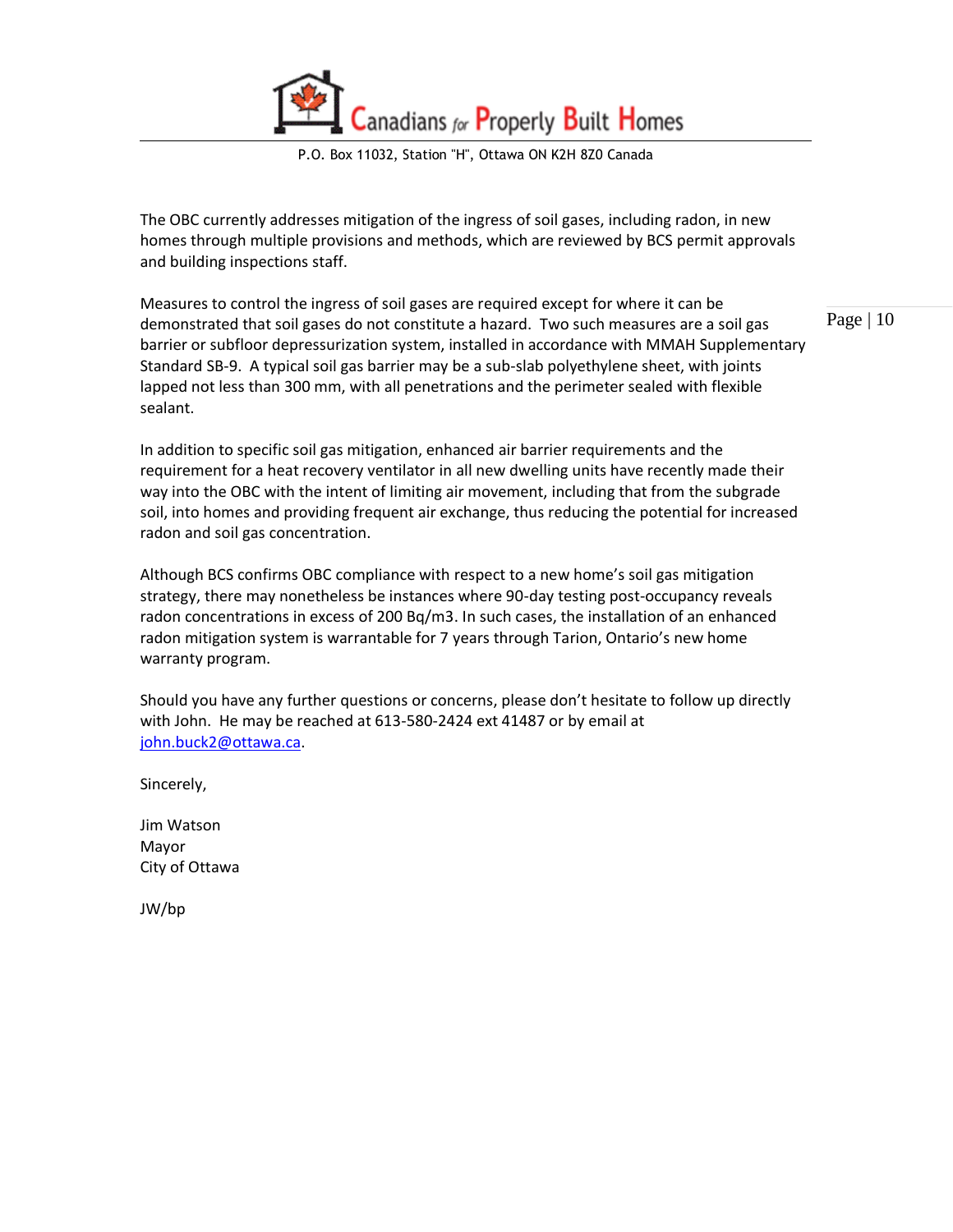The OBC currently addresses mitigation of the ingress of soil gases, including radon, in new homes through multiple provisions and methods, which are reviewed by BCS permit approvals and building inspections staff.

Measures to control the ingress of soil gases are required except for where it can be demonstrated that soil gases do not constitute a hazard. Two such measures are a soil gas barrier or subfloor depressurization system, installed in accordance with MMAH Supplementary Standard SB-9. A typical soil gas barrier may be a sub-slab polyethylene sheet, with joints lapped not less than 300 mm, with all penetrations and the perimeter sealed with flexible sealant.

In addition to specific soil gas mitigation, enhanced air barrier requirements and the requirement for a heat recovery ventilator in all new dwelling units have recently made their way into the OBC with the intent of limiting air movement, including that from the subgrade soil, into homes and providing frequent air exchange, thus reducing the potential for increased radon and soil gas concentration.

Although BCS confirms OBC compliance with respect to a new home's soil gas mitigation strategy, there may nonetheless be instances where 90-day testing post-occupancy reveals radon concentrations in excess of 200 Bq/m3. In such cases, the installation of an enhanced radon mitigation system is warrantable for 7 years through Tarion, Ontario's new home warranty program.

Should you have any further questions or concerns, please don't hesitate to follow up directly with John. He may be reached at 613-580-2424 ext 41487 or by email at john.buck2@ottawa.ca.

Sincerely,

Jim Watson
Mayor
City of Ottawa

JW/bp